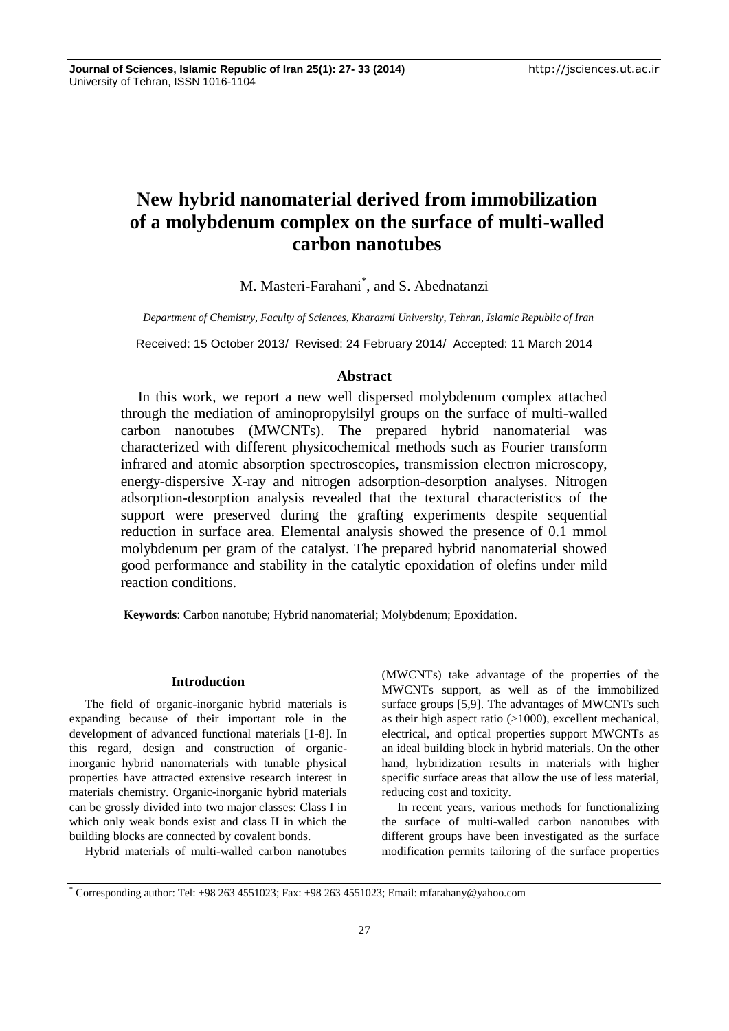# New hybrid nanomaterial derived from immobilization of a molybdenum complex on the surface of multi-walled carbon nanotubes

M. Masteri-Farahani*, and S. Abednatanzi

*Department of Chemistry, Faculty of Sciences, Kharazmi University, Tehran, Islamic Republic of Iran*

Received: 15 October 2013/ Revised: 24 February 2014/ Accepted: 11 March 2014

## Abstract

In this work, we report a new well dispersed molybdenum complex attached through the mediation of aminopropylsilyl groups on the surface of multi-walled carbon nanotubes (MWCNTs). The prepared hybrid nanomaterial was characterized with different physicochemical methods such as Fourier transform infrared and atomic absorption spectroscopies, transmission electron microscopy, energy-dispersive X-ray and nitrogen adsorption-desorption analyses. Nitrogen adsorption-desorption analysis revealed that the textural characteristics of the support were preserved during the grafting experiments despite sequential reduction in surface area. Elemental analysis showed the presence of 0.1 mmol molybdenum per gram of the catalyst. The prepared hybrid nanomaterial showed good performance and stability in the catalytic epoxidation of olefins under mild reaction conditions.

**Keywords**: Carbon nanotube; Hybrid nanomaterial; Molybdenum; Epoxidation.

## Introduction

The field of organic-inorganic hybrid materials is expanding because of their important role in the development of advanced functional materials [1-8]. In this regard, design and construction of organic-inorganic hybrid nanomaterials with tunable physical properties have attracted extensive research interest in materials chemistry. Organic-inorganic hybrid materials can be grossly divided into two major classes: Class I in which only weak bonds exist and class II in which the building blocks are connected by covalent bonds.

Hybrid materials of multi-walled carbon nanotubes (MWCNTs) take advantage of the properties of the MWCNTs support, as well as of the immobilized surface groups [5,9]. The advantages of MWCNTs such as their high aspect ratio (>1000), excellent mechanical, electrical, and optical properties support MWCNTs as an ideal building block in hybrid materials. On the other hand, hybridization results in materials with higher specific surface areas that allow the use of less material, reducing cost and toxicity.

In recent years, various methods for functionalizing the surface of multi-walled carbon nanotubes with different groups have been investigated as the surface modification permits tailoring of the surface properties

* Corresponding author: Tel: +98 263 4551023; Fax: +98 263 4551023; Email: mfarahany@yahoo.com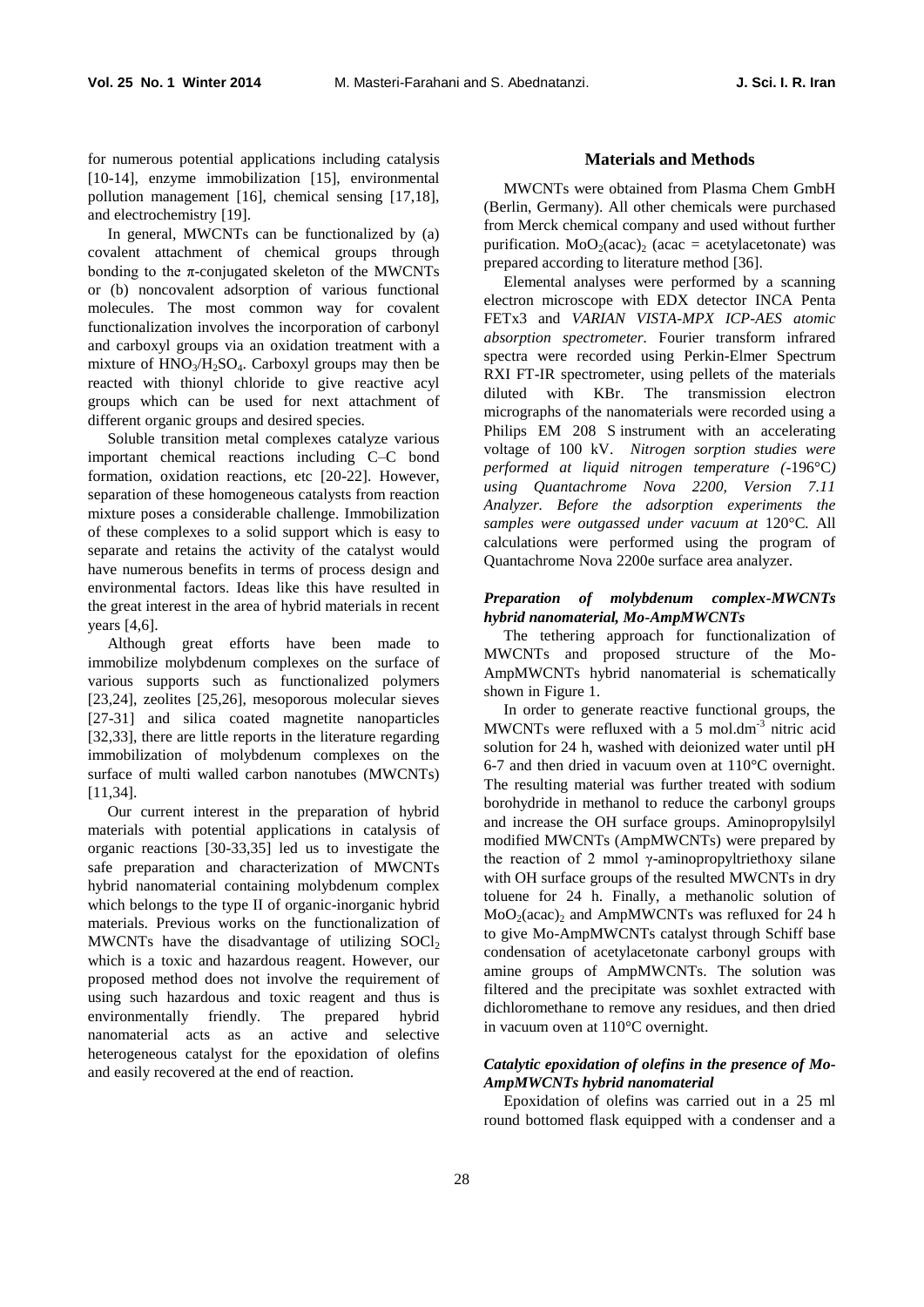for numerous potential applications including catalysis [10-14], enzyme immobilization [15], environmental pollution management [16], chemical sensing [17,18], and electrochemistry [19].

In general, MWCNTs can be functionalized by (a) covalent attachment of chemical groups through bonding to the π-conjugated skeleton of the MWCNTs or (b) noncovalent adsorption of various functional molecules. The most common way for covalent functionalization involves the incorporation of carbonyl and carboxyl groups via an oxidation treatment with a mixture of $HNO_3/H_2SO_4$. Carboxyl groups may then be reacted with thionyl chloride to give reactive acyl groups which can be used for next attachment of different organic groups and desired species.

Soluble transition metal complexes catalyze various important chemical reactions including C–C bond formation, oxidation reactions, etc [20-22]. However, separation of these homogeneous catalysts from reaction mixture poses a considerable challenge. Immobilization of these complexes to a solid support which is easy to separate and retains the activity of the catalyst would have numerous benefits in terms of process design and environmental factors. Ideas like this have resulted in the great interest in the area of hybrid materials in recent years [4,6].

Although great efforts have been made to immobilize molybdenum complexes on the surface of various supports such as functionalized polymers [23,24], zeolites [25,26], mesoporous molecular sieves [27-31] and silica coated magnetite nanoparticles [32,33], there are little reports in the literature regarding immobilization of molybdenum complexes on the surface of multi walled carbon nanotubes (MWCNTs) [11,34].

Our current interest in the preparation of hybrid materials with potential applications in catalysis of organic reactions [30-33,35] led us to investigate the safe preparation and characterization of MWCNTs hybrid nanomaterial containing molybdenum complex which belongs to the type II of organic-inorganic hybrid materials. Previous works on the functionalization of MWCNTs have the disadvantage of utilizing $SOCl_2$ which is a toxic and hazardous reagent. However, our proposed method does not involve the requirement of using such hazardous and toxic reagent and thus is environmentally friendly. The prepared hybrid nanomaterial acts as an active and selective heterogeneous catalyst for the epoxidation of olefins and easily recovered at the end of reaction.

## Materials and Methods

MWCNTs were obtained from Plasma Chem GmbH (Berlin, Germany). All other chemicals were purchased from Merck chemical company and used without further purification. $MoO_2(acac)_2$ (acac = acetylacetonate) was prepared according to literature method [36].

Elemental analyses were performed by a scanning electron microscope with EDX detector INCA Penta FETx3 and *VARIAN VISTA-MPX ICP-AES atomic absorption spectrometer.* Fourier transform infrared spectra were recorded using Perkin-Elmer Spectrum RXI FT-IR spectrometer, using pellets of the materials diluted with KBr. The transmission electron micrographs of the nanomaterials were recorded using a Philips EM 208 S instrument with an accelerating voltage of 100 kV. *Nitrogen sorption studies were performed at liquid nitrogen temperature (*-196°C*) using Quantachrome Nova 2200, Version 7.11 Analyzer. Before the adsorption experiments the samples were outgassed under vacuum at* 120°C*.* All calculations were performed using the program of Quantachrome Nova 2200e surface area analyzer.

### *Preparation of molybdenum complex-MWCNTs hybrid nanomaterial, Mo-AmpMWCNTs*

The tethering approach for functionalization of MWCNTs and proposed structure of the Mo-AmpMWCNTs hybrid nanomaterial is schematically shown in Figure 1.

In order to generate reactive functional groups, the MWCNTs were refluxed with a 5 $mol.dm^{-3}$ nitric acid solution for 24 h, washed with deionized water until pH 6-7 and then dried in vacuum oven at 110°C overnight. The resulting material was further treated with sodium borohydride in methanol to reduce the carbonyl groups and increase the OH surface groups. Aminopropylsilyl modified MWCNTs (AmpMWCNTs) were prepared by the reaction of 2 mmol γ-aminopropyltriethoxy silane with OH surface groups of the resulted MWCNTs in dry toluene for 24 h. Finally, a methanolic solution of $MoO_2(acac)_2$ and AmpMWCNTs was refluxed for 24 h to give Mo-AmpMWCNTs catalyst through Schiff base condensation of acetylacetonate carbonyl groups with amine groups of AmpMWCNTs. The solution was filtered and the precipitate was soxhlet extracted with dichloromethane to remove any residues, and then dried in vacuum oven at 110°C overnight.

### *Catalytic epoxidation of olefins in the presence of Mo-AmpMWCNTs hybrid nanomaterial*

Epoxidation of olefins was carried out in a 25 ml round bottomed flask equipped with a condenser and a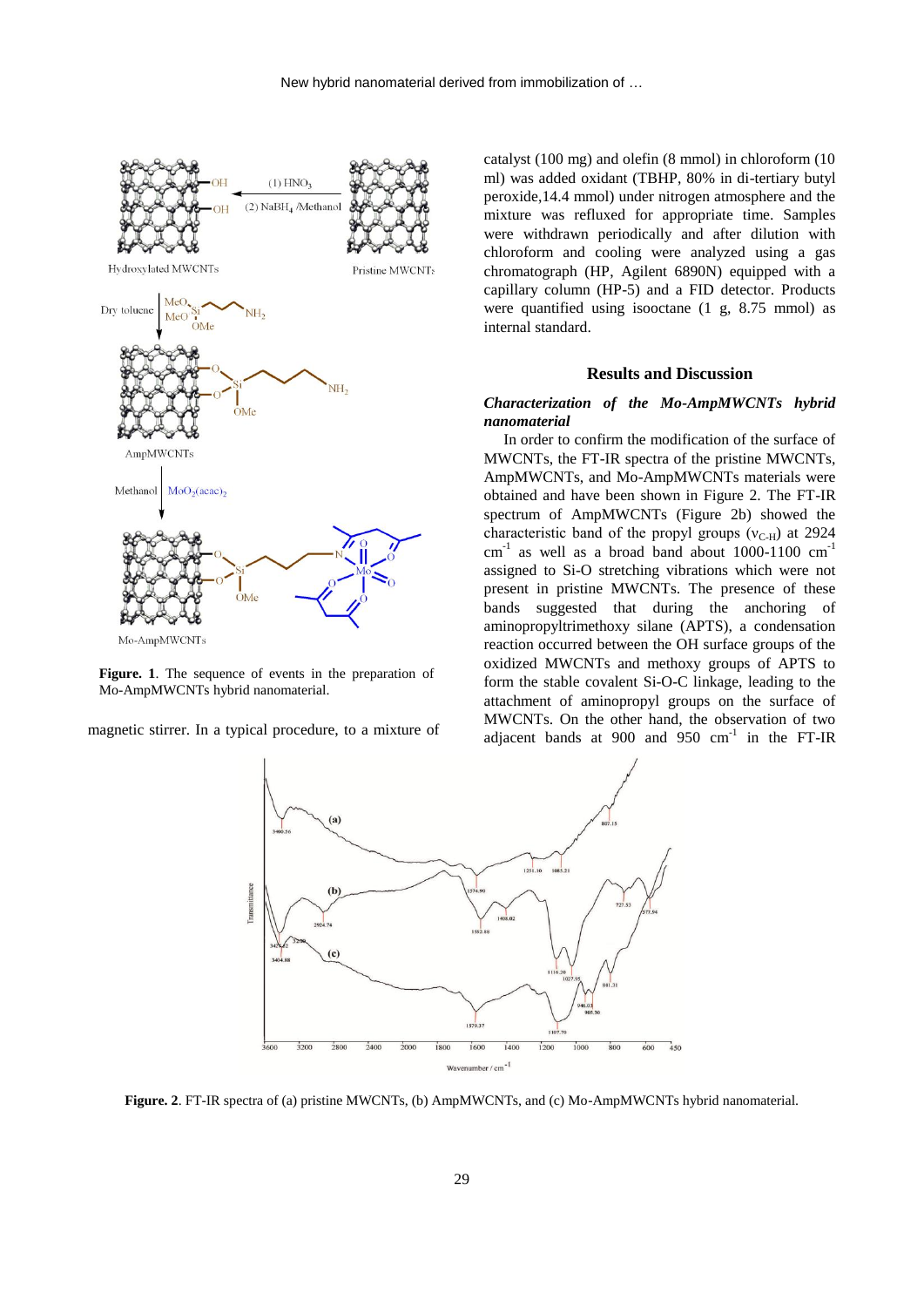**Figure. 1**. The sequence of events in the preparation of Mo-AmpMWCNTs hybrid nanomaterial.

magnetic stirrer. In a typical procedure, to a mixture of catalyst (100 mg) and olefin (8 mmol) in chloroform (10 ml) was added oxidant (TBHP, 80% in di-tertiary butyl peroxide,14.4 mmol) under nitrogen atmosphere and the mixture was refluxed for appropriate time. Samples were withdrawn periodically and after dilution with chloroform and cooling were analyzed using a gas chromatograph (HP, Agilent 6890N) equipped with a capillary column (HP-5) and a FID detector. Products were quantified using isooctane (1 g, 8.75 mmol) as internal standard.

## Results and Discussion

### *Characterization of the Mo-AmpMWCNTs hybrid nanomaterial*

In order to confirm the modification of the surface of MWCNTs, the FT-IR spectra of the pristine MWCNTs, AmpMWCNTs, and Mo-AmpMWCNTs materials were obtained and have been shown in Figure 2. The FT-IR spectrum of AmpMWCNTs (Figure 2b) showed the characteristic band of the propyl groups ($\nu_{C\text{-}H}$) at 2924 $cm^{-1}$ as well as a broad band about 1000-1100 $cm^{-1}$ assigned to Si-O stretching vibrations which were not present in pristine MWCNTs. The presence of these bands suggested that during the anchoring of aminopropyltrimethoxy silane (APTS), a condensation reaction occurred between the OH surface groups of the oxidized MWCNTs and methoxy groups of APTS to form the stable covalent Si-O-C linkage, leading to the attachment of aminopropyl groups on the surface of MWCNTs. On the other hand, the observation of two adjacent bands at 900 and 950 $cm^{-1}$ in the FT-IR

**Figure. 2**. FT-IR spectra of (a) pristine MWCNTs, (b) AmpMWCNTs, and (c) Mo-AmpMWCNTs hybrid nanomaterial.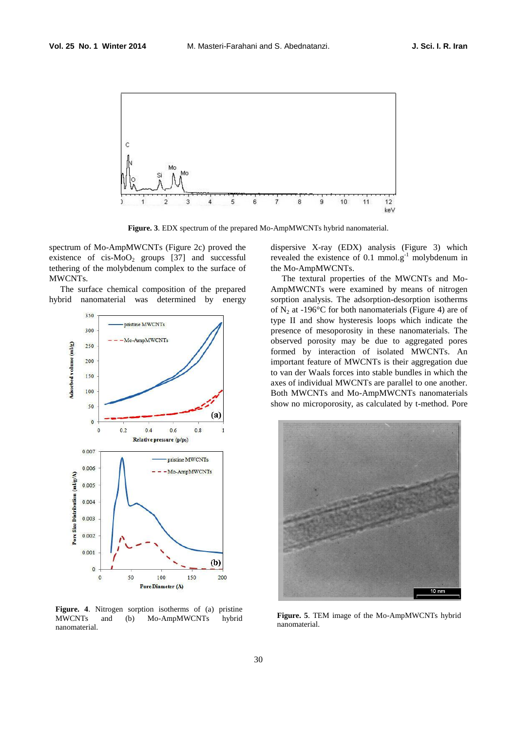Figure. 3. EDX spectrum of the prepared Mo-AmpMWCNTs hybrid nanomaterial.

spectrum of Mo-AmpMWCNTs (Figure 2c) proved the existence of cis-$MoO_2$ groups [37] and successful tethering of the molybdenum complex to the surface of MWCNTs.

The surface chemical composition of the prepared hybrid nanomaterial was determined by energy dispersive X-ray (EDX) analysis (Figure 3) which revealed the existence of 0.1 mmol.$g^{-1}$ molybdenum in the Mo-AmpMWCNTs.

The textural properties of the MWCNTs and Mo-AmpMWCNTs were examined by means of nitrogen sorption analysis. The adsorption-desorption isotherms of $N_2$ at -196°C for both nanomaterials (Figure 4) are of type II and show hysteresis loops which indicate the presence of mesoporosity in these nanomaterials. The observed porosity may be due to aggregated pores formed by interaction of isolated MWCNTs. An important feature of MWCNTs is their aggregation due to van der Waals forces into stable bundles in which the axes of individual MWCNTs are parallel to one another. Both MWCNTs and Mo-AmpMWCNTs nanomaterials show no microporosity, as calculated by t-method. Pore

**Figure. 4**. Nitrogen sorption isotherms of (a) pristine MWCNTs and (b) Mo-AmpMWCNTs hybrid nanomaterial.

**Figure. 5**. TEM image of the Mo-AmpMWCNTs hybrid nanomaterial.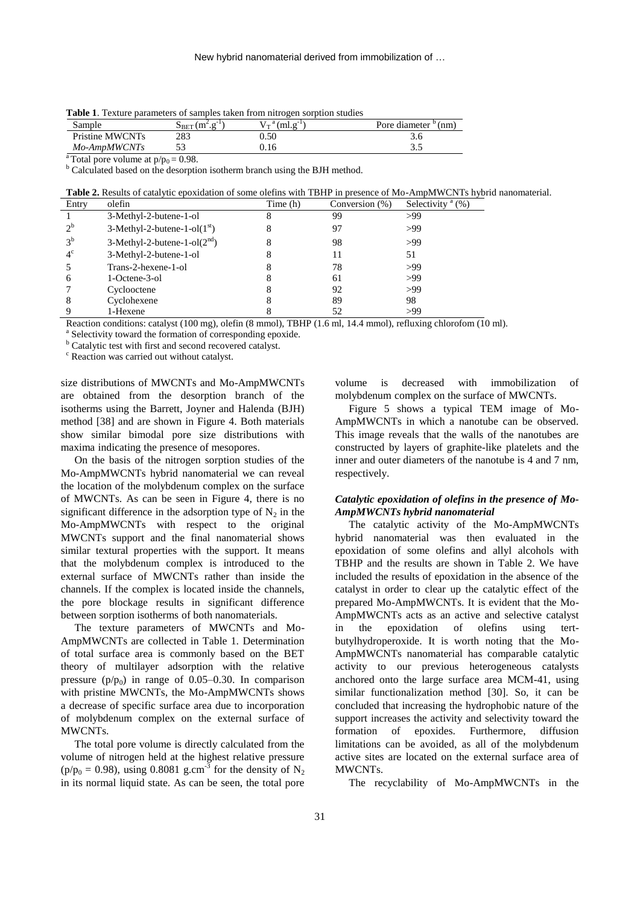**Table 1**. Texture parameters of samples taken from nitrogen sorption studies

| Sample | $S_{BET}$ ($m^2.g^{-1}$) | $V_T$ [a] ($ml.g^{-1}$) | Pore diameter [b] (nm) |
|---|---|---|---|
| Pristine MWCNTs | 283 | 0.50 | 3.6 |
| *Mo-AmpMWCNTs* | 53 | 0.16 | 3.5 |

[a] Total pore volume at $p/p_0 = 0.98$.

[b] Calculated based on the desorption isotherm branch using the BJH method.

**Table 2.** Results of catalytic epoxidation of some olefins with TBHP in presence of Mo-AmpMWCNTs hybrid nanomaterial.

| Entry | olefin | Time (h) | Conversion (%) | Selectivity [a] (%) |
|---|---|---|---|---|
| 1 | 3-Methyl-2-butene-1-ol | 8 | 99 | >99 |
| 2[b] | 3-Methyl-2-butene-1-ol(1[st]) | 8 | 97 | >99 |
| 3[b] | 3-Methyl-2-butene-1-ol(2[nd]) | 8 | 98 | >99 |
| 4[c] | 3-Methyl-2-butene-1-ol | 8 | 11 | 51 |
| 5 | Trans-2-hexene-1-ol | 8 | 78 | >99 |
| 6 | 1-Octene-3-ol | 8 | 61 | >99 |
| 7 | Cyclooctene | 8 | 92 | >99 |
| 8 | Cyclohexene | 8 | 89 | 98 |
| 9 | 1-Hexene | 8 | 52 | >99 |

Reaction conditions: catalyst (100 mg), olefin (8 mmol), TBHP (1.6 ml, 14.4 mmol), refluxing chlorofom (10 ml).

[a] Selectivity toward the formation of corresponding epoxide.

[b] Catalytic test with first and second recovered catalyst.

[c] Reaction was carried out without catalyst.

size distributions of MWCNTs and Mo-AmpMWCNTs are obtained from the desorption branch of the isotherms using the Barrett, Joyner and Halenda (BJH) method [38] and are shown in Figure 4. Both materials show similar bimodal pore size distributions with maxima indicating the presence of mesopores.

On the basis of the nitrogen sorption studies of the Mo-AmpMWCNTs hybrid nanomaterial we can reveal the location of the molybdenum complex on the surface of MWCNTs. As can be seen in Figure 4, there is no significant difference in the adsorption type of $N_2$ in the Mo-AmpMWCNTs with respect to the original MWCNTs support and the final nanomaterial shows similar textural properties with the support. It means that the molybdenum complex is introduced to the external surface of MWCNTs rather than inside the channels. If the complex is located inside the channels, the pore blockage results in significant difference between sorption isotherms of both nanomaterials.

The texture parameters of MWCNTs and Mo-AmpMWCNTs are collected in Table 1. Determination of total surface area is commonly based on the BET theory of multilayer adsorption with the relative pressure ($p/p_0$) in range of 0.05–0.30. In comparison with pristine MWCNTs, the Mo-AmpMWCNTs shows a decrease of specific surface area due to incorporation of molybdenum complex on the external surface of MWCNTs.

The total pore volume is directly calculated from the volume of nitrogen held at the highest relative pressure ($p/p_0 = 0.98$), using 0.8081 $g.cm^{-3}$ for the density of $N_2$ in its normal liquid state. As can be seen, the total pore volume is decreased with immobilization of molybdenum complex on the surface of MWCNTs.

Figure 5 shows a typical TEM image of Mo-AmpMWCNTs in which a nanotube can be observed. This image reveals that the walls of the nanotubes are constructed by layers of graphite-like platelets and the inner and outer diameters of the nanotube is 4 and 7 nm, respectively.

### *Catalytic epoxidation of olefins in the presence of Mo-AmpMWCNTs hybrid nanomaterial*

The catalytic activity of the Mo-AmpMWCNTs hybrid nanomaterial was then evaluated in the epoxidation of some olefins and allyl alcohols with TBHP and the results are shown in Table 2. We have included the results of epoxidation in the absence of the catalyst in order to clear up the catalytic effect of the prepared Mo-AmpMWCNTs. It is evident that the Mo-AmpMWCNTs acts as an active and selective catalyst in the epoxidation of olefins using tert-butylhydroperoxide. It is worth noting that the Mo-AmpMWCNTs nanomaterial has comparable catalytic activity to our previous heterogeneous catalysts anchored onto the large surface area MCM-41, using similar functionalization method [30]. So, it can be concluded that increasing the hydrophobic nature of the support increases the activity and selectivity toward the formation of epoxides. Furthermore, diffusion limitations can be avoided, as all of the molybdenum active sites are located on the external surface area of MWCNTs.

The recyclability of Mo-AmpMWCNTs in the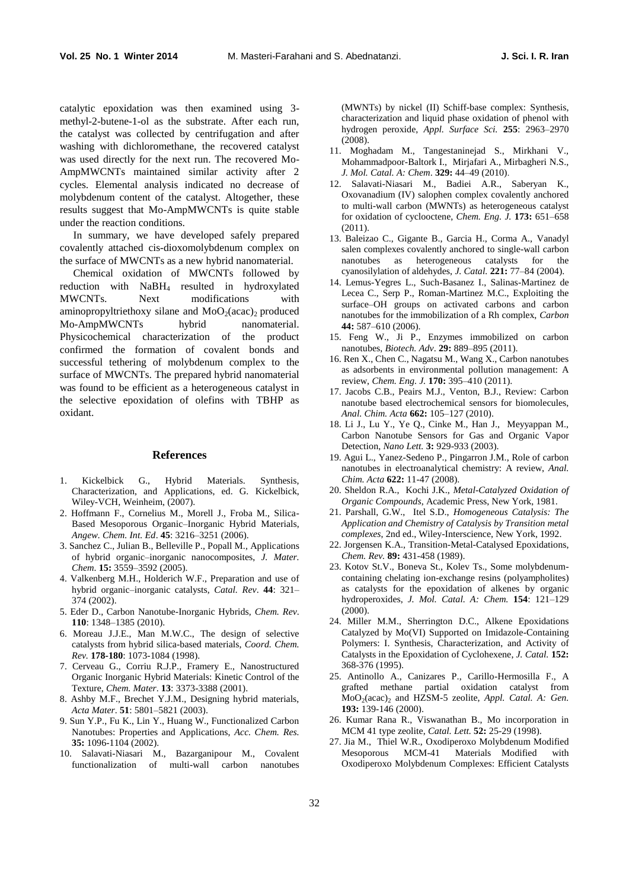catalytic epoxidation was then examined using 3-methyl-2-butene-1-ol as the substrate. After each run, the catalyst was collected by centrifugation and after washing with dichloromethane, the recovered catalyst was used directly for the next run. The recovered Mo-AmpMWCNTs maintained similar activity after 2 cycles. Elemental analysis indicated no decrease of molybdenum content of the catalyst. Altogether, these results suggest that Mo-AmpMWCNTs is quite stable under the reaction conditions.

In summary, we have developed safely prepared covalently attached cis-dioxomolybdenum complex on the surface of MWCNTs as a new hybrid nanomaterial.

Chemical oxidation of MWCNTs followed by reduction with $NaBH_4$ resulted in hydroxylated MWCNTs. Next modifications with aminopropyltriethoxy silane and $MoO_2(acac)_2$ produced Mo-AmpMWCNTs hybrid nanomaterial. Physicochemical characterization of the product confirmed the formation of covalent bonds and successful tethering of molybdenum complex to the surface of MWCNTs. The prepared hybrid nanomaterial was found to be efficient as a heterogeneous catalyst in the selective epoxidation of olefins with TBHP as oxidant.

## References

1. Kickelbick G., Hybrid Materials. Synthesis, Characterization, and Applications, ed. G. Kickelbick, Wiley-VCH, Weinheim, (2007).
2. Hoffmann F., Cornelius M., Morell J., Froba M., Silica-Based Mesoporous Organic–Inorganic Hybrid Materials, *Angew. Chem. Int. Ed*. **45**: 3216–3251 (2006).
3. Sanchez C., Julian B., Belleville P., Popall M., Applications of hybrid organic–inorganic nanocomposites, *J. Mater. Chem*. **15:** 3559–3592 (2005).
4. Valkenberg M.H., Holderich W.F., Preparation and use of hybrid organic–inorganic catalysts, *Catal. Rev*. **44**: 321–374 (2002).
5. Eder D., Carbon Nanotube-Inorganic Hybrids, *Chem. Rev.* **110**: 1348–1385 (2010).
6. Moreau J.J.E., Man M.W.C., The design of selective catalysts from hybrid silica-based materials, *Coord. Chem. Rev.* **178-180**: 1073-1084 (1998).
7. Cerveau G., Corriu R.J.P., Framery E., Nanostructured Organic Inorganic Hybrid Materials: Kinetic Control of the Texture, *Chem. Mater*. **13**: 3373-3388 (2001).
8. Ashby M.F., Brechet Y.J.M., Designing hybrid materials, *Acta Mater*. **51**: 5801–5821 (2003).
9. Sun Y.P., Fu K., Lin Y., Huang W., Functionalized Carbon Nanotubes: Properties and Applications, *Acc. Chem. Res.* **35:** 1096-1104 (2002).
10. Salavati-Niasari M., Bazarganipour M., Covalent functionalization of multi-wall carbon nanotubes (MWNTs) by nickel (II) Schiff-base complex: Synthesis, characterization and liquid phase oxidation of phenol with hydrogen peroxide, *Appl. Surface Sci.* **255**: 2963–2970 (2008).
11. Moghadam M., Tangestaninejad S., Mirkhani V., Mohammadpoor-Baltork I., Mirjafari A., Mirbagheri N.S., *J. Mol. Catal. A: Chem*. **329:** 44–49 (2010).
12. Salavati-Niasari M., Badiei A.R., Saberyan K., Oxovanadium (IV) salophen complex covalently anchored to multi-wall carbon (MWNTs) as heterogeneous catalyst for oxidation of cyclooctene, *Chem. Eng. J.* **173:** 651–658 (2011).
13. Baleizao C., Gigante B., Garcia H., Corma A., Vanadyl salen complexes covalently anchored to single-wall carbon nanotubes as heterogeneous catalysts for the cyanosilylation of aldehydes, *J. Catal.* **221:** 77–84 (2004).
14. Lemus-Yegres L., Such-Basanez I., Salinas-Martinez de Lecea C., Serp P., Roman-Martinez M.C., Exploiting the surface–OH groups on activated carbons and carbon nanotubes for the immobilization of a Rh complex, *Carbon* **44:** 587–610 (2006).
15. Feng W., Ji P., Enzymes immobilized on carbon nanotubes, *Biotech. Adv*. **29:** 889–895 (2011).
16. Ren X., Chen C., Nagatsu M., Wang X., Carbon nanotubes as adsorbents in environmental pollution management: A review, *Chem. Eng. J.* **170:** 395–410 (2011).
17. Jacobs C.B., Peairs M.J., Venton, B.J., Review: Carbon nanotube based electrochemical sensors for biomolecules, *Anal. Chim. Acta* **662:** 105–127 (2010).
18. Li J., Lu Y., Ye Q., Cinke M., Han J., Meyyappan M., Carbon Nanotube Sensors for Gas and Organic Vapor Detection, *Nano Lett.* **3:** 929-933 (2003).
19. Agui L., Yanez-Sedeno P., Pingarron J.M., Role of carbon nanotubes in electroanalytical chemistry: A review, *Anal. Chim. Acta* **622:** 11-47 (2008).
20. Sheldon R.A., Kochi J.K., *Metal-Catalyzed Oxidation of Organic Compounds*, Academic Press, New York, 1981.
21. Parshall, G.W., Itel S.D., *Homogeneous Catalysis: The Application and Chemistry of Catalysis by Transition metal complexes*, 2nd ed., Wiley-Interscience, New York, 1992.
22. Jorgensen K.A., Transition-Metal-Catalysed Epoxidations, *Chem. Rev.* **89:** 431-458 (1989).
23. Kotov St.V., Boneva St., Kolev Ts., Some molybdenum-containing chelating ion-exchange resins (polyampholites) as catalysts for the epoxidation of alkenes by organic hydroperoxides, *J. Mol. Catal. A: Chem.* **154**: 121–129 (2000).
24. Miller M.M., Sherrington D.C., Alkene Epoxidations Catalyzed by Mo(VI) Supported on Imidazole-Containing Polymers: I. Synthesis, Characterization, and Activity of Catalysts in the Epoxidation of Cyclohexene, *J. Catal.* **152:** 368-376 (1995).
25. Antinollo A., Canizares P., Carillo-Hermosilla F., A grafted methane partial oxidation catalyst from $MoO_2(acac)_2$ and HZSM-5 zeolite, *Appl. Catal. A: Gen.* **193:** 139-146 (2000).
26. Kumar Rana R., Viswanathan B., Mo incorporation in MCM 41 type zeolite, *Catal. Lett.* **52:** 25-29 (1998).
27. Jia M., Thiel W.R., Oxodiperoxo Molybdenum Modified Mesoporous MCM-41 Materials Modified with Oxodiperoxo Molybdenum Complexes: Efficient Catalysts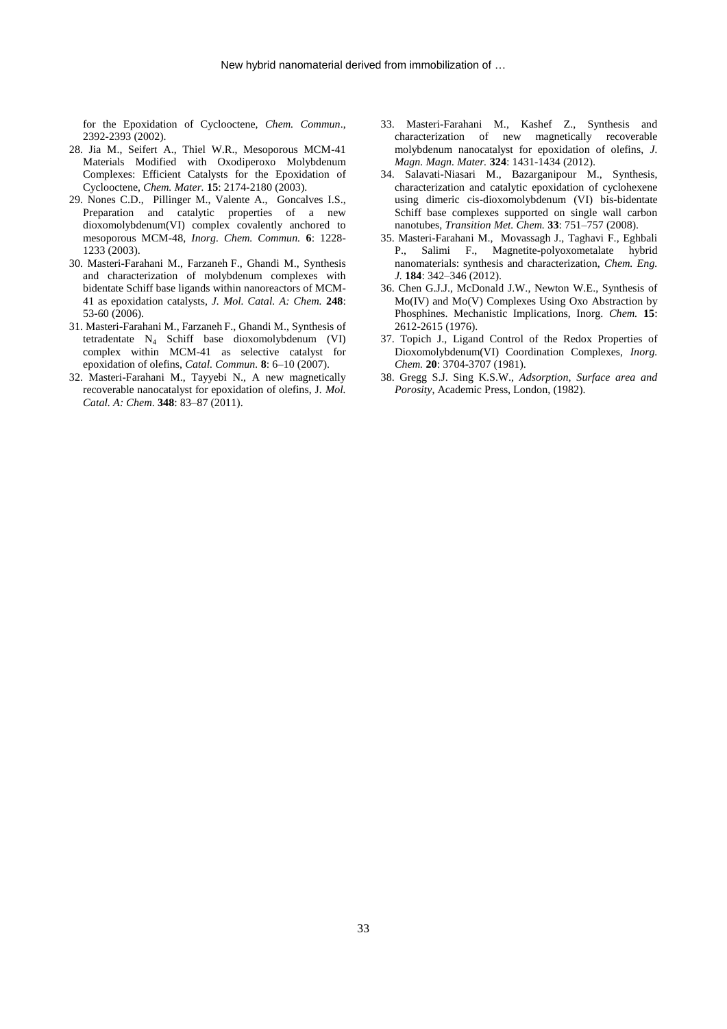for the Epoxidation of Cyclooctene, *Chem. Commun*., 2392-2393 (2002).

28. Jia M., Seifert A., Thiel W.R., Mesoporous MCM-41 Materials Modified with Oxodiperoxo Molybdenum Complexes: Efficient Catalysts for the Epoxidation of Cyclooctene, *Chem. Mater.* **15**: 2174-2180 (2003).

29. Nones C.D., Pillinger M., Valente A., Goncalves I.S., Preparation and catalytic properties of a new dioxomolybdenum(VI) complex covalently anchored to mesoporous MCM-48, *Inorg. Chem. Commun.* **6**: 1228-1233 (2003).

30. Masteri-Farahani M., Farzaneh F., Ghandi M., Synthesis and characterization of molybdenum complexes with bidentate Schiff base ligands within nanoreactors of MCM-41 as epoxidation catalysts, *J. Mol. Catal. A: Chem.* **248**: 53-60 (2006).

31. Masteri-Farahani M., Farzaneh F., Ghandi M., Synthesis of tetradentate $N_4$ Schiff base dioxomolybdenum (VI) complex within MCM-41 as selective catalyst for epoxidation of olefins, *Catal. Commun.* **8**: 6–10 (2007).

32. Masteri-Farahani M., Tayyebi N., A new magnetically recoverable nanocatalyst for epoxidation of olefins, J. *Mol. Catal. A: Chem.* **348**: 83–87 (2011).

33. Masteri-Farahani M., Kashef Z., Synthesis and characterization of new magnetically recoverable molybdenum nanocatalyst for epoxidation of olefins, *J. Magn. Magn. Mater.* **324**: 1431-1434 (2012).

34. Salavati-Niasari M., Bazarganipour M., Synthesis, characterization and catalytic epoxidation of cyclohexene using dimeric cis-dioxomolybdenum (VI) bis-bidentate Schiff base complexes supported on single wall carbon nanotubes, *Transition Met. Chem.* **33**: 751–757 (2008).

35. Masteri-Farahani M., Movassagh J., Taghavi F., Eghbali P., Salimi F., Magnetite-polyoxometalate hybrid nanomaterials: synthesis and characterization, *Chem. Eng. J.* **184**: 342–346 (2012).

36. Chen G.J.J., McDonald J.W., Newton W.E., Synthesis of Mo(IV) and Mo(V) Complexes Using Oxo Abstraction by Phosphines. Mechanistic Implications, Inorg. *Chem.* **15**: 2612-2615 (1976).

37. Topich J., Ligand Control of the Redox Properties of Dioxomolybdenum(VI) Coordination Complexes, *Inorg. Chem.* **20**: 3704-3707 (1981).

38. Gregg S.J. Sing K.S.W., *Adsorption, Surface area and Porosity*, Academic Press, London, (1982).